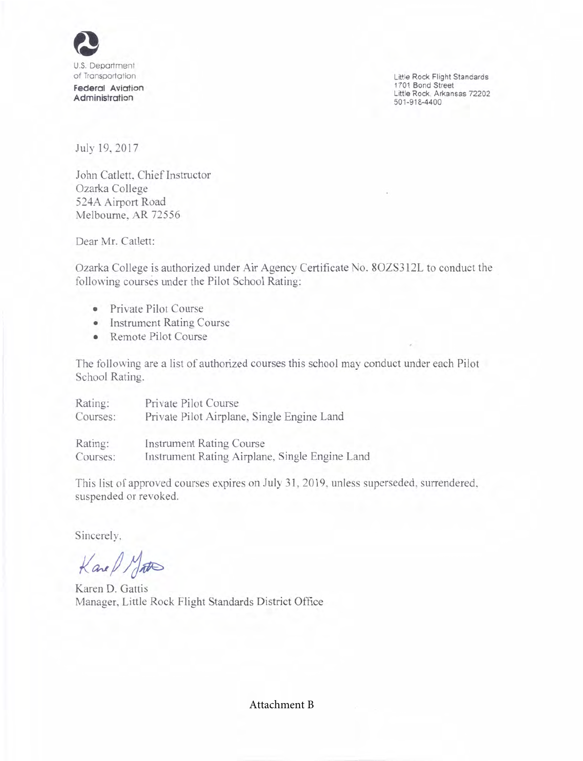U.S. Department of Transportation
**Federal Aviation Administration**

Little Rock Flight Standards
1701 Bond Street
Little Rock, Arkansas 72202
501-918-4400

July 19, 2017

John Catlett, Chief Instructor
Ozarka College
524A Airport Road
Melbourne, AR 72556

Dear Mr. Catlett:

Ozarka College is authorized under Air Agency Certificate No. 8OZS312L to conduct the following courses under the Pilot School Rating:

- Private Pilot Course
- Instrument Rating Course
- Remote Pilot Course

The following are a list of authorized courses this school may conduct under each Pilot School Rating.

| | |
|---|---|
| Rating: | Private Pilot Course |
| Courses: | Private Pilot Airplane, Single Engine Land |
| | |
| Rating: | Instrument Rating Course |
| Courses: | Instrument Rating Airplane, Single Engine Land |

This list of approved courses expires on July 31, 2019, unless superseded, surrendered, suspended or revoked.

Sincerely,

Karen D. Gattis
Manager, Little Rock Flight Standards District Office

Attachment B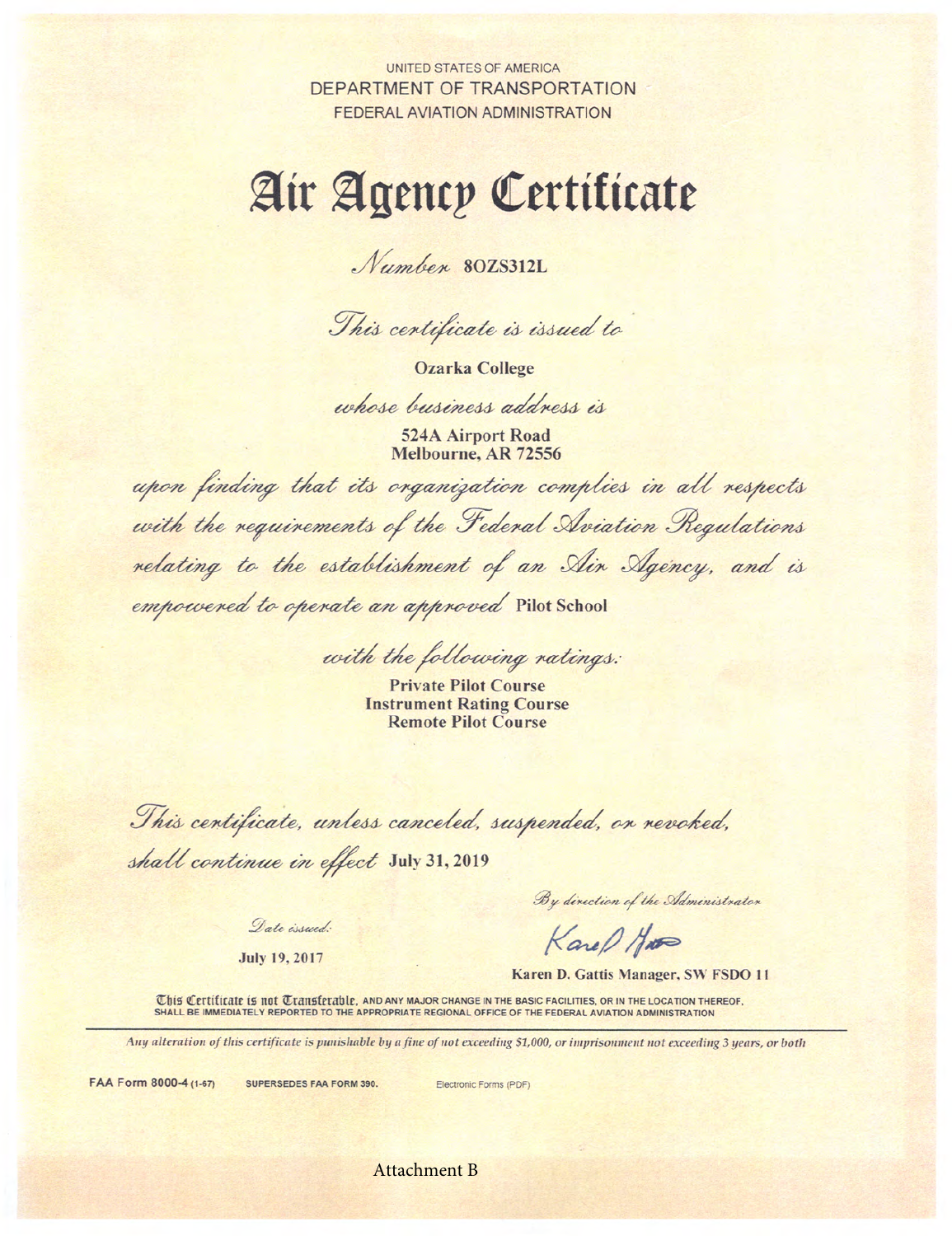UNITED STATES OF AMERICA
DEPARTMENT OF TRANSPORTATION
FEDERAL AVIATION ADMINISTRATION

# Air Agency Certificate

*Number* **8OZS312L**

*This certificate is issued to*

**Ozarka College**

*whose business address is*

**524A Airport Road**
**Melbourne, AR 72556**

*upon finding that its organization complies in all respects with the requirements of the Federal Aviation Regulations relating to the establishment of an Air Agency, and is empowered to operate an approved* **Pilot School**

*with the following ratings:*

**Private Pilot Course**
**Instrument Rating Course**
**Remote Pilot Course**

*This certificate, unless canceled, suspended, or revoked, shall continue in effect* **July 31, 2019**

*By direction of the Administrator*

*Date issued:*

**July 19, 2017**

**Karen D. Gattis Manager, SW FSDO 11**

This Certificate is not Transferable, AND ANY MAJOR CHANGE IN THE BASIC FACILITIES, OR IN THE LOCATION THEREOF, SHALL BE IMMEDIATELY REPORTED TO THE APPROPRIATE REGIONAL OFFICE OF THE FEDERAL AVIATION ADMINISTRATION

*Any alteration of this certificate is punishable by a fine of not exceeding $1,000, or imprisonment not exceeding 3 years, or both*

**FAA Form 8000-4** (1-67) SUPERSEDES FAA FORM 390. Electronic Forms (PDF)

Attachment B